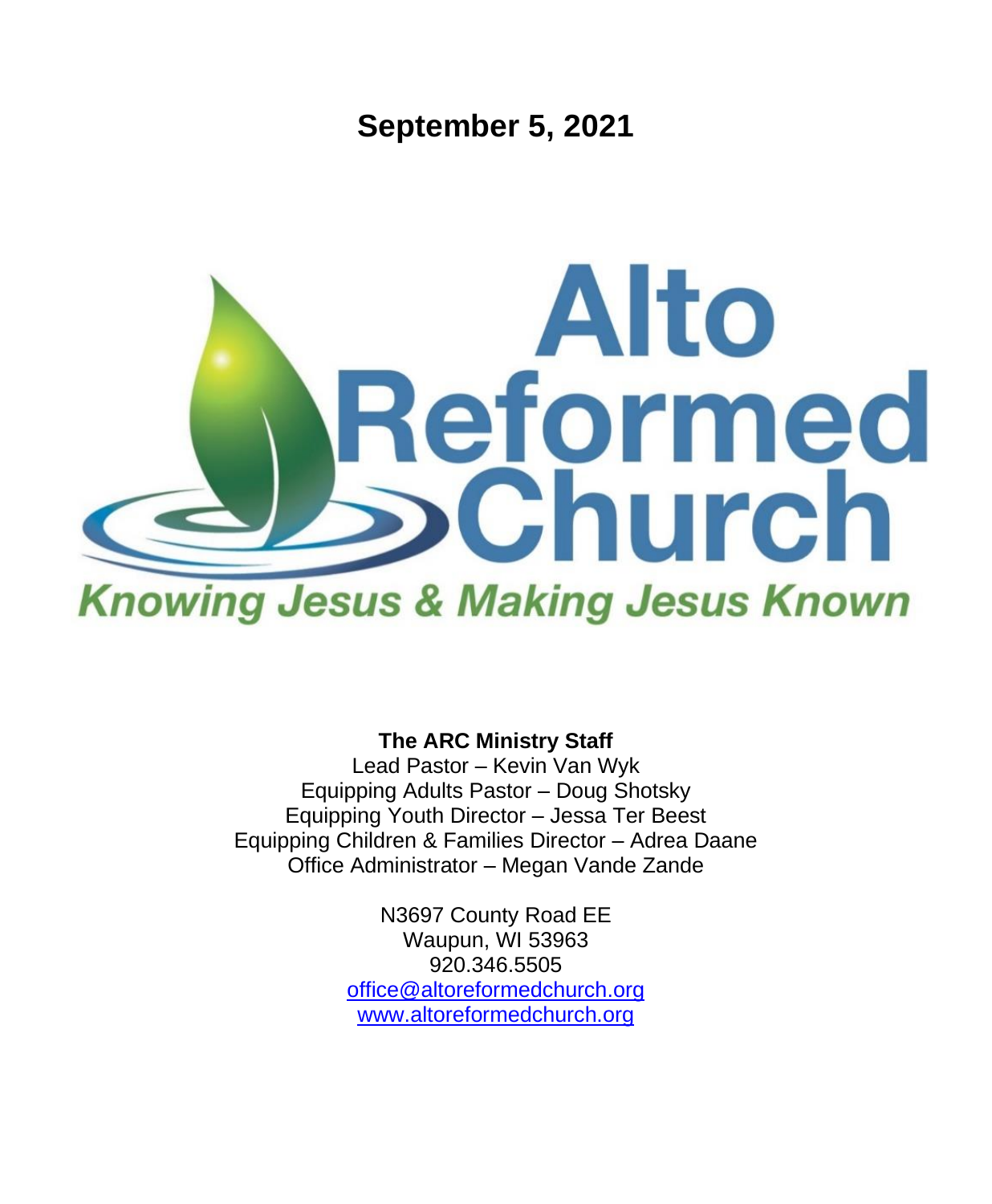# September 5, 2021

# Alto Reformed Church

*Knowing Jesus & Making Jesus Known*

**The ARC Ministry Staff**

Lead Pastor – Kevin Van Wyk
Equipping Adults Pastor – Doug Shotsky
Equipping Youth Director – Jessa Ter Beest
Equipping Children & Families Director – Adrea Daane
Office Administrator – Megan Vande Zande

N3697 County Road EE
Waupun, WI 53963
920.346.5505
office@altoreformedchurch.org
www.altoreformedchurch.org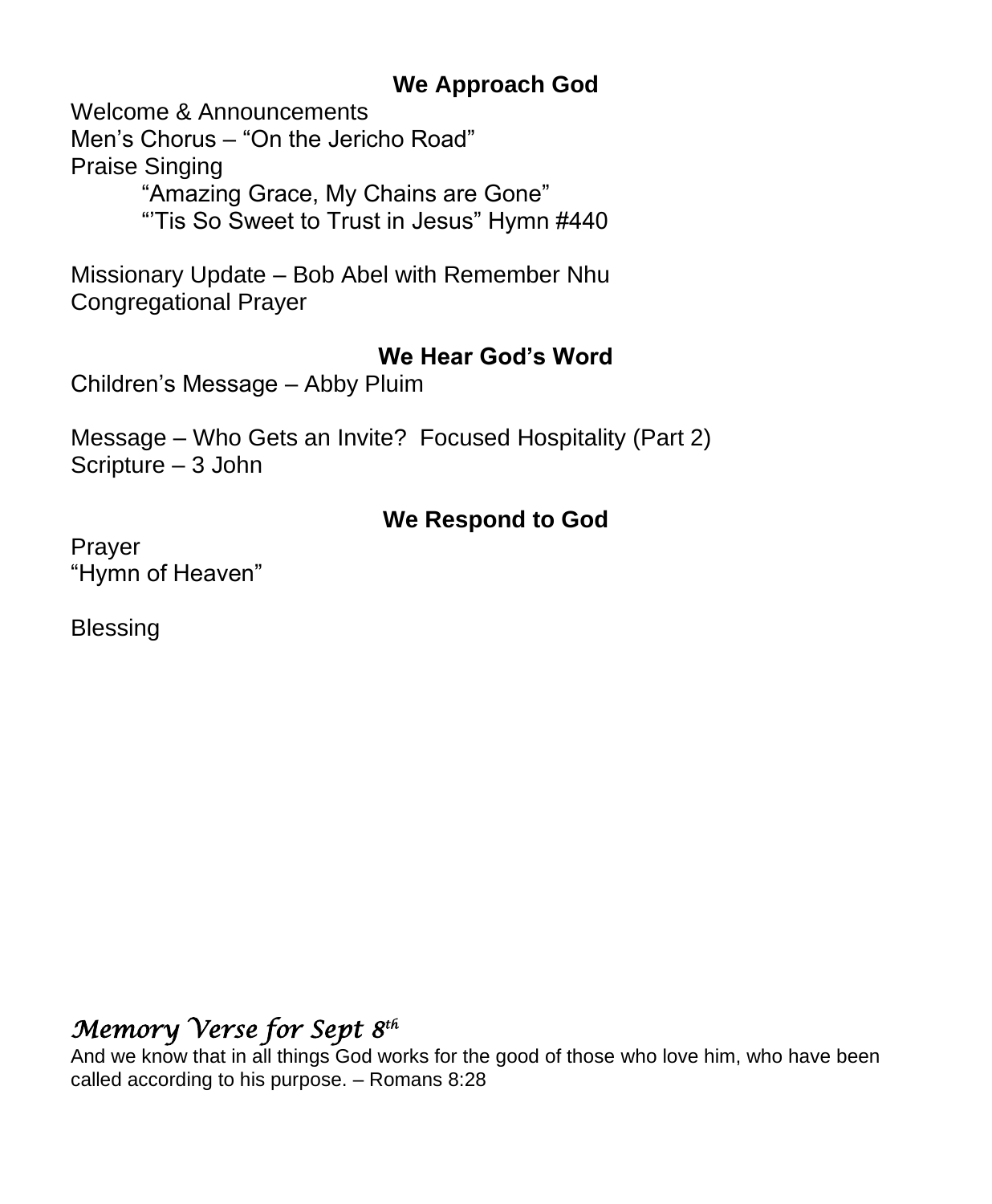## We Approach God

Welcome & Announcements
Men's Chorus – "On the Jericho Road"
Praise Singing
  "Amazing Grace, My Chains are Gone"
  "'Tis So Sweet to Trust in Jesus" Hymn #440

Missionary Update – Bob Abel with Remember Nhu
Congregational Prayer

## We Hear God's Word

Children's Message – Abby Pluim

Message – Who Gets an Invite?  Focused Hospitality (Part 2)
Scripture – 3 John

## We Respond to God

Prayer
"Hymn of Heaven"

Blessing

### *Memory Verse for Sept 8th*

And we know that in all things God works for the good of those who love him, who have been called according to his purpose. – Romans 8:28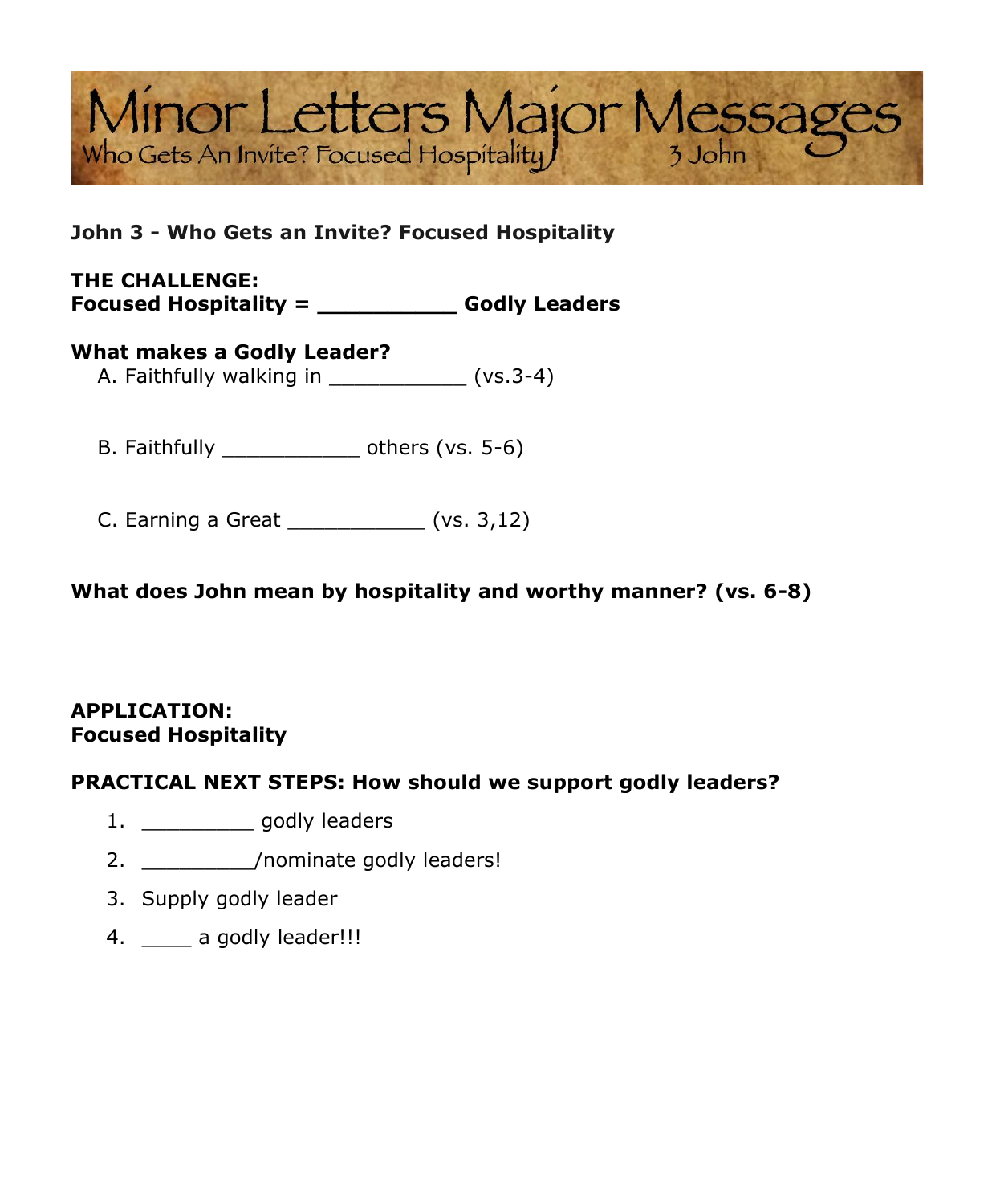# Minor Letters Major Messages

Who Gets An Invite? Focused Hospitality — 3 John

**John 3 - Who Gets an Invite? Focused Hospitality**

**THE CHALLENGE:**
**Focused Hospitality = __________ Godly Leaders**

**What makes a Godly Leader?**

A. Faithfully walking in ___________ (vs.3-4)

B. Faithfully ___________ others (vs. 5-6)

C. Earning a Great ___________ (vs. 3,12)

**What does John mean by hospitality and worthy manner? (vs. 6-8)**

**APPLICATION:**
**Focused Hospitality**

**PRACTICAL NEXT STEPS: How should we support godly leaders?**

1. _________ godly leaders
2. _________/nominate godly leaders!
3. Supply godly leader
4. ____ a godly leader!!!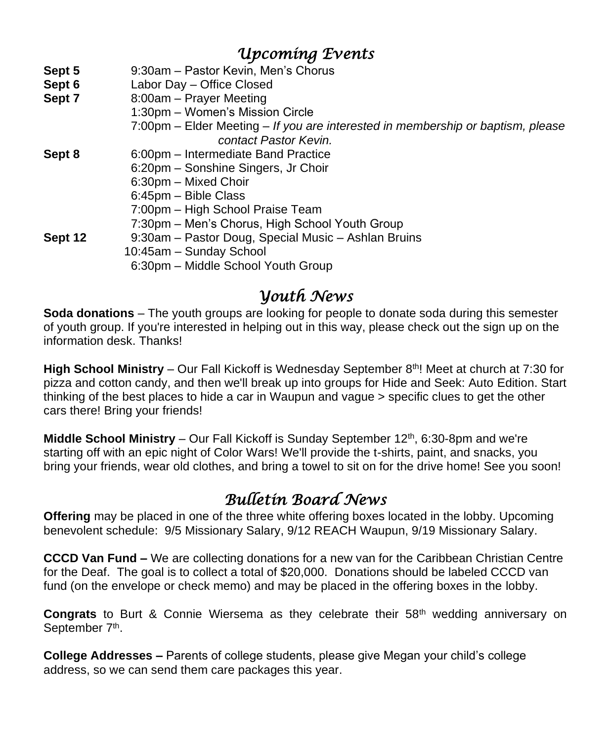## *Upcoming Events*

| | |
|---|---|
| **Sept 5** | 9:30am – Pastor Kevin, Men's Chorus |
| **Sept 6** | Labor Day – Office Closed |
| **Sept 7** | 8:00am – Prayer Meeting |
| | 1:30pm – Women's Mission Circle |
| | 7:00pm – Elder Meeting – *If you are interested in membership or baptism, please contact Pastor Kevin.* |
| **Sept 8** | 6:00pm – Intermediate Band Practice |
| | 6:20pm – Sonshine Singers, Jr Choir |
| | 6:30pm – Mixed Choir |
| | 6:45pm – Bible Class |
| | 7:00pm – High School Praise Team |
| | 7:30pm – Men's Chorus, High School Youth Group |
| **Sept 12** | 9:30am – Pastor Doug, Special Music – Ashlan Bruins |
| | 10:45am – Sunday School |
| | 6:30pm – Middle School Youth Group |

## *Youth News*

**Soda donations** – The youth groups are looking for people to donate soda during this semester of youth group. If you're interested in helping out in this way, please check out the sign up on the information desk. Thanks!

**High School Ministry** – Our Fall Kickoff is Wednesday September 8th! Meet at church at 7:30 for pizza and cotton candy, and then we'll break up into groups for Hide and Seek: Auto Edition. Start thinking of the best places to hide a car in Waupun and vague > specific clues to get the other cars there! Bring your friends!

**Middle School Ministry** – Our Fall Kickoff is Sunday September 12th, 6:30-8pm and we're starting off with an epic night of Color Wars! We'll provide the t-shirts, paint, and snacks, you bring your friends, wear old clothes, and bring a towel to sit on for the drive home! See you soon!

## *Bulletin Board News*

**Offering** may be placed in one of the three white offering boxes located in the lobby. Upcoming benevolent schedule: 9/5 Missionary Salary, 9/12 REACH Waupun, 9/19 Missionary Salary.

**CCCD Van Fund –** We are collecting donations for a new van for the Caribbean Christian Centre for the Deaf. The goal is to collect a total of $20,000. Donations should be labeled CCCD van fund (on the envelope or check memo) and may be placed in the offering boxes in the lobby.

**Congrats** to Burt & Connie Wiersema as they celebrate their 58th wedding anniversary on September 7th.

**College Addresses –** Parents of college students, please give Megan your child's college address, so we can send them care packages this year.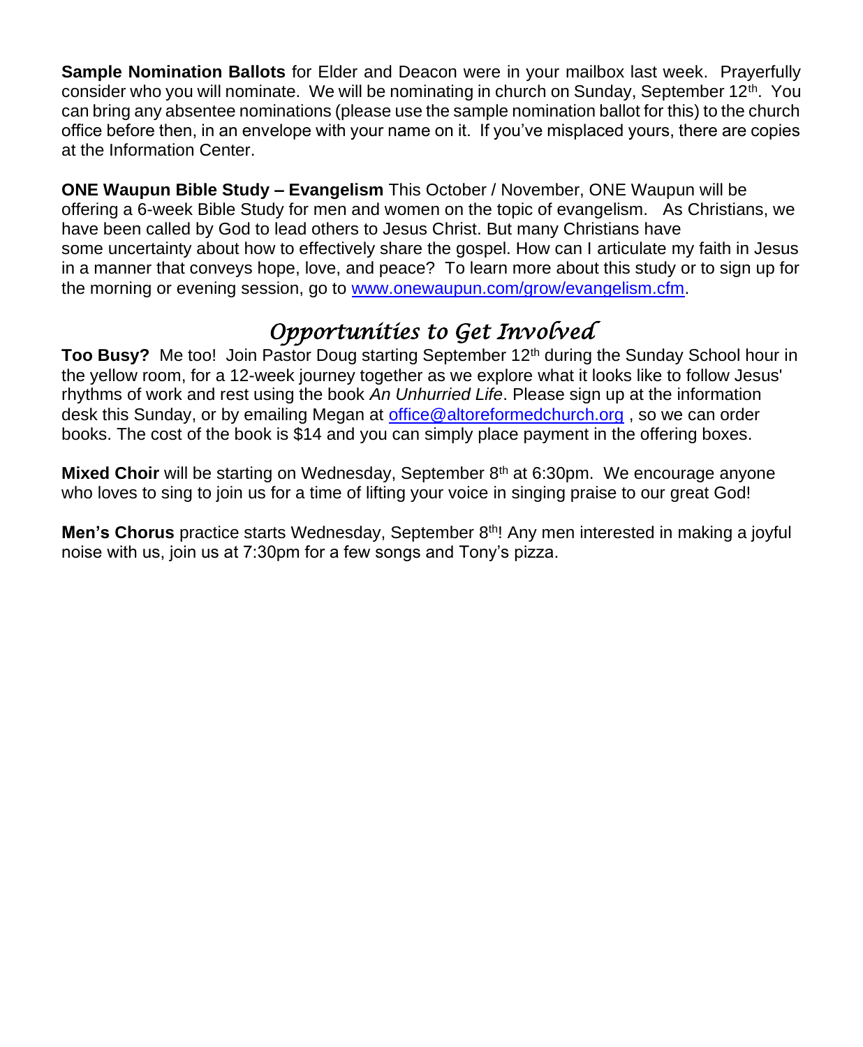**Sample Nomination Ballots** for Elder and Deacon were in your mailbox last week. Prayerfully consider who you will nominate. We will be nominating in church on Sunday, September 12th. You can bring any absentee nominations (please use the sample nomination ballot for this) to the church office before then, in an envelope with your name on it. If you've misplaced yours, there are copies at the Information Center.

**ONE Waupun Bible Study – Evangelism** This October / November, ONE Waupun will be offering a 6-week Bible Study for men and women on the topic of evangelism. As Christians, we have been called by God to lead others to Jesus Christ. But many Christians have some uncertainty about how to effectively share the gospel. How can I articulate my faith in Jesus in a manner that conveys hope, love, and peace? To learn more about this study or to sign up for the morning or evening session, go to www.onewaupun.com/grow/evangelism.cfm.

## *Opportunities to Get Involved*

**Too Busy?** Me too! Join Pastor Doug starting September 12th during the Sunday School hour in the yellow room, for a 12-week journey together as we explore what it looks like to follow Jesus' rhythms of work and rest using the book *An Unhurried Life*. Please sign up at the information desk this Sunday, or by emailing Megan at office@altoreformedchurch.org , so we can order books. The cost of the book is $14 and you can simply place payment in the offering boxes.

**Mixed Choir** will be starting on Wednesday, September 8th at 6:30pm. We encourage anyone who loves to sing to join us for a time of lifting your voice in singing praise to our great God!

**Men's Chorus** practice starts Wednesday, September 8th! Any men interested in making a joyful noise with us, join us at 7:30pm for a few songs and Tony's pizza.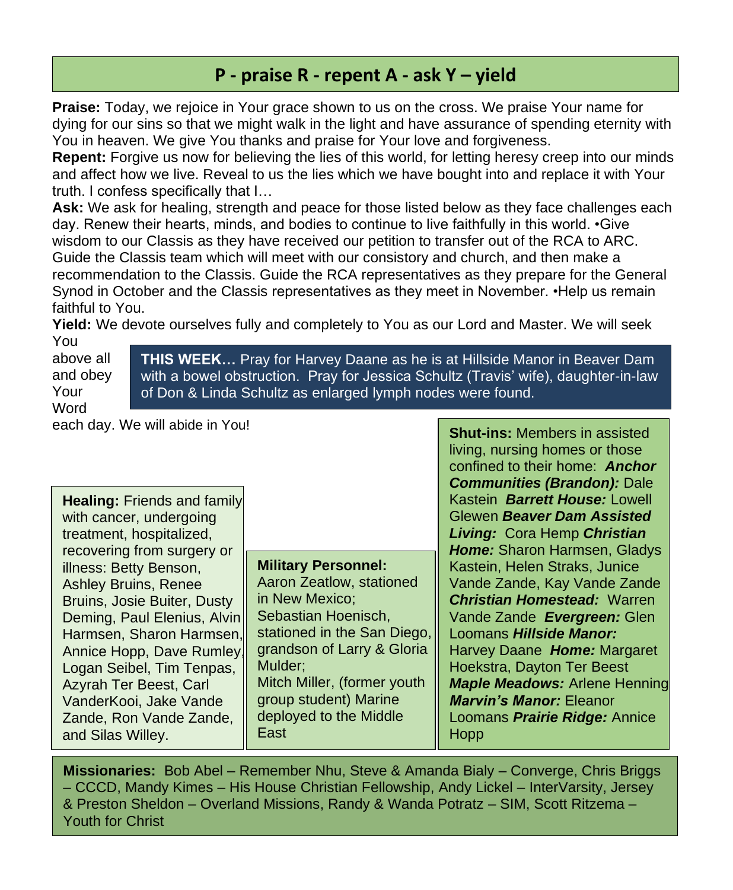## P - praise R - repent A - ask Y – yield

**Praise:** Today, we rejoice in Your grace shown to us on the cross. We praise Your name for dying for our sins so that we might walk in the light and have assurance of spending eternity with You in heaven. We give You thanks and praise for Your love and forgiveness.

**Repent:** Forgive us now for believing the lies of this world, for letting heresy creep into our minds and affect how we live. Reveal to us the lies which we have bought into and replace it with Your truth. I confess specifically that I…

**Ask:** We ask for healing, strength and peace for those listed below as they face challenges each day. Renew their hearts, minds, and bodies to continue to live faithfully in this world. •Give wisdom to our Classis as they have received our petition to transfer out of the RCA to ARC. Guide the Classis team which will meet with our consistory and church, and then make a recommendation to the Classis. Guide the RCA representatives as they prepare for the General Synod in October and the Classis representatives as they meet in November. •Help us remain faithful to You.

**Yield:** We devote ourselves fully and completely to You as our Lord and Master. We will seek You above all and obey Your Word each day. We will abide in You!

**THIS WEEK…** Pray for Harvey Daane as he is at Hillside Manor in Beaver Dam with a bowel obstruction. Pray for Jessica Schultz (Travis' wife), daughter-in-law of Don & Linda Schultz as enlarged lymph nodes were found.

**Healing:** Friends and family with cancer, undergoing treatment, hospitalized, recovering from surgery or illness: Betty Benson, Ashley Bruins, Renee Bruins, Josie Buiter, Dusty Deming, Paul Elenius, Alvin Harmsen, Sharon Harmsen, Annice Hopp, Dave Rumley, Logan Seibel, Tim Tenpas, Azyrah Ter Beest, Carl VanderKooi, Jake Vande Zande, Ron Vande Zande, and Silas Willey.

**Military Personnel:**
Aaron Zeatlow, stationed in New Mexico;
Sebastian Hoenisch, stationed in the San Diego, grandson of Larry & Gloria Mulder;
Mitch Miller, (former youth group student) Marine deployed to the Middle East

**Shut-ins:** Members in assisted living, nursing homes or those confined to their home: ***Anchor Communities (Brandon):*** Dale Kastein ***Barrett House:*** Lowell Glewen ***Beaver Dam Assisted Living:*** Cora Hemp ***Christian Home:*** Sharon Harmsen, Gladys Kastein, Helen Straks, Junice Vande Zande, Kay Vande Zande ***Christian Homestead:*** Warren Vande Zande ***Evergreen:*** Glen Loomans ***Hillside Manor:*** Harvey Daane ***Home:*** Margaret Hoekstra, Dayton Ter Beest ***Maple Meadows:*** Arlene Henning ***Marvin's Manor:*** Eleanor Loomans ***Prairie Ridge:*** Annice Hopp

**Missionaries:** Bob Abel – Remember Nhu, Steve & Amanda Bialy – Converge, Chris Briggs – CCCD, Mandy Kimes – His House Christian Fellowship, Andy Lickel – InterVarsity, Jersey & Preston Sheldon – Overland Missions, Randy & Wanda Potratz – SIM, Scott Ritzema – Youth for Christ